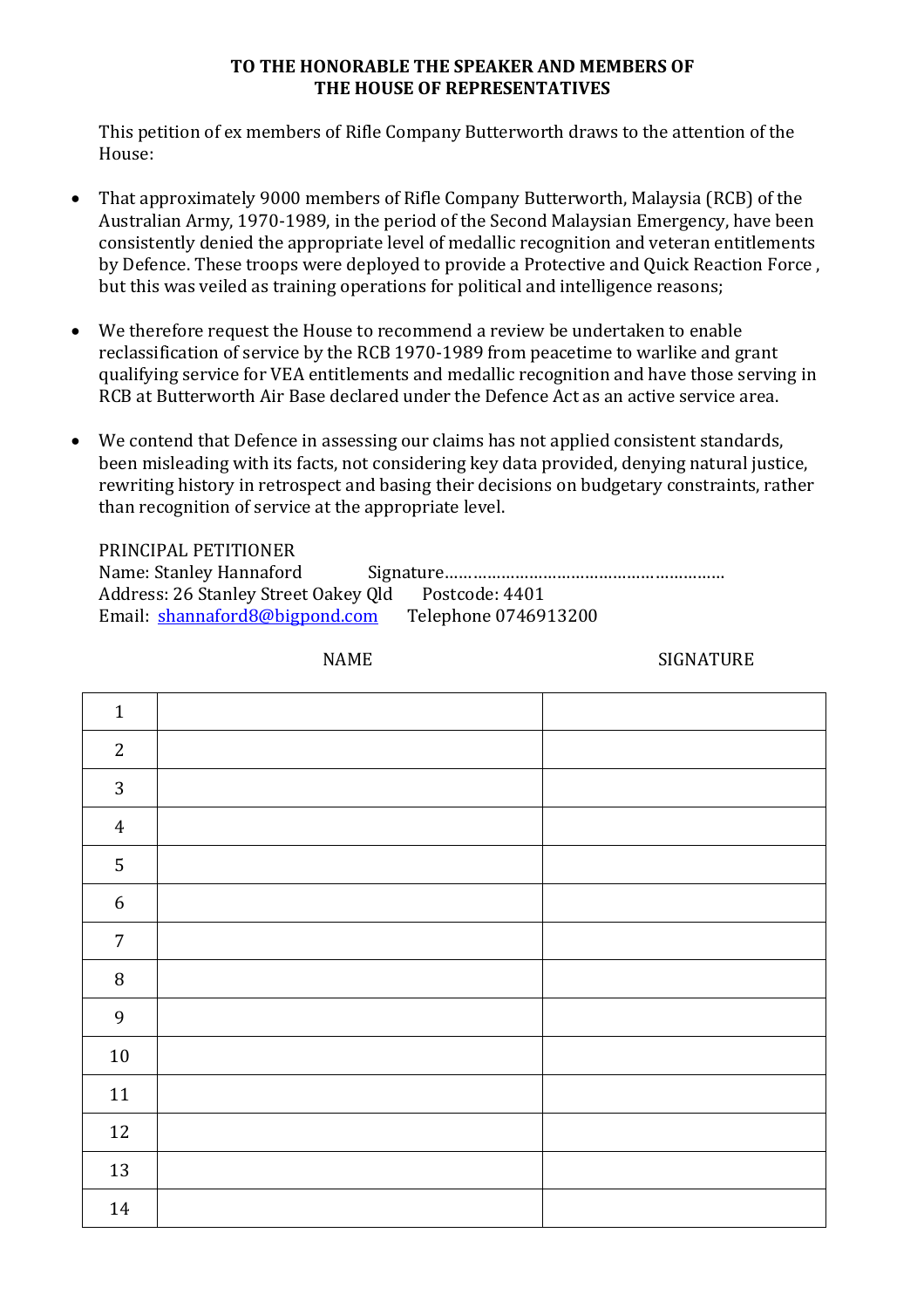**TO THE HONORABLE THE SPEAKER AND MEMBERS OF THE HOUSE OF REPRESENTATIVES**

This petition of ex members of Rifle Company Butterworth draws to the attention of the House:

- That approximately 9000 members of Rifle Company Butterworth, Malaysia (RCB) of the Australian Army, 1970-1989, in the period of the Second Malaysian Emergency, have been consistently denied the appropriate level of medallic recognition and veteran entitlements by Defence. These troops were deployed to provide a Protective and Quick Reaction Force , but this was veiled as training operations for political and intelligence reasons;
- We therefore request the House to recommend a review be undertaken to enable reclassification of service by the RCB 1970-1989 from peacetime to warlike and grant qualifying service for VEA entitlements and medallic recognition and have those serving in RCB at Butterworth Air Base declared under the Defence Act as an active service area.
- We contend that Defence in assessing our claims has not applied consistent standards, been misleading with its facts, not considering key data provided, denying natural justice, rewriting history in retrospect and basing their decisions on budgetary constraints, rather than recognition of service at the appropriate level.

PRINCIPAL PETITIONER
Name: Stanley Hannaford Signature……………………………………………………
Address: 26 Stanley Street Oakey Qld Postcode: 4401
Email: shannaford8@bigpond.com Telephone 0746913200

| | NAME | SIGNATURE |
|---|---|---|
| 1 | | |
| 2 | | |
| 3 | | |
| 4 | | |
| 5 | | |
| 6 | | |
| 7 | | |
| 8 | | |
| 9 | | |
| 10 | | |
| 11 | | |
| 12 | | |
| 13 | | |
| 14 | | |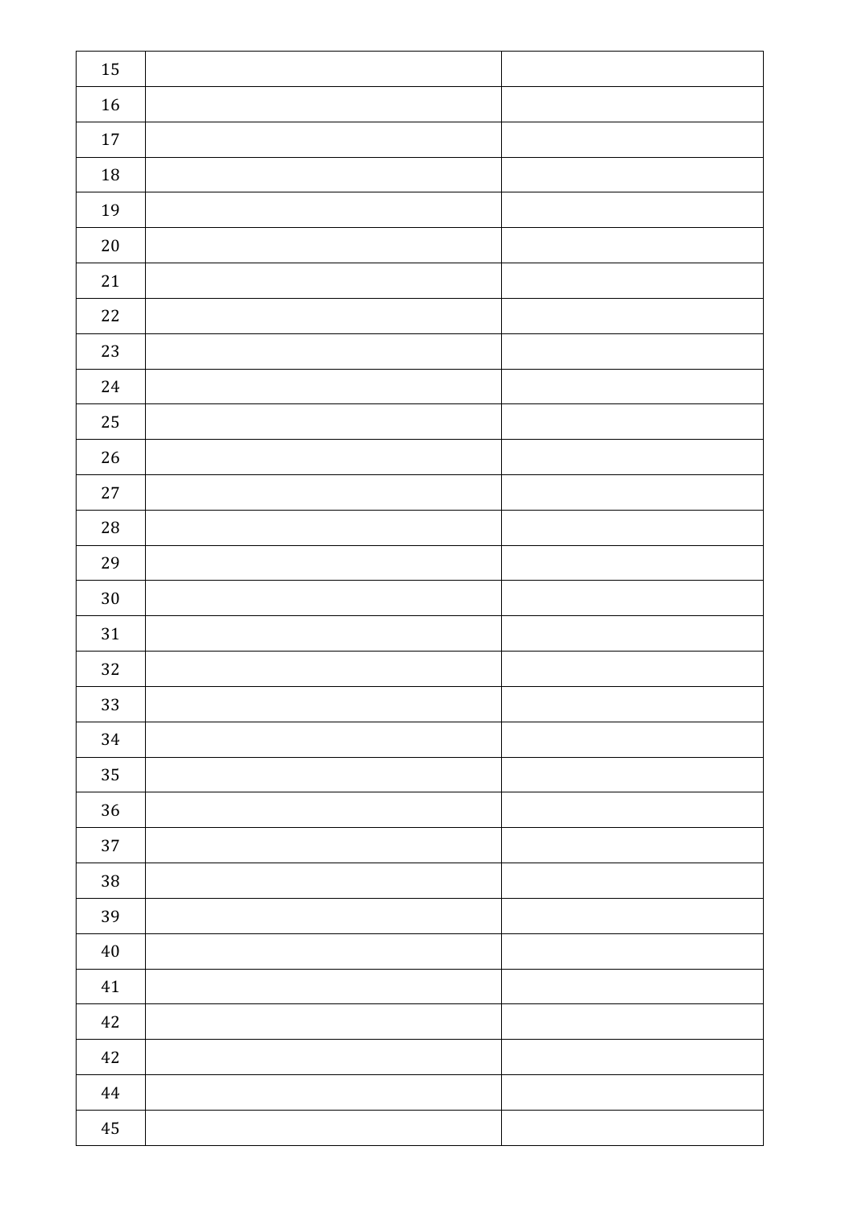| | | |
|---|---|---|
| 15 | | |
| 16 | | |
| 17 | | |
| 18 | | |
| 19 | | |
| 20 | | |
| 21 | | |
| 22 | | |
| 23 | | |
| 24 | | |
| 25 | | |
| 26 | | |
| 27 | | |
| 28 | | |
| 29 | | |
| 30 | | |
| 31 | | |
| 32 | | |
| 33 | | |
| 34 | | |
| 35 | | |
| 36 | | |
| 37 | | |
| 38 | | |
| 39 | | |
| 40 | | |
| 41 | | |
| 42 | | |
| 42 | | |
| 44 | | |
| 45 | | |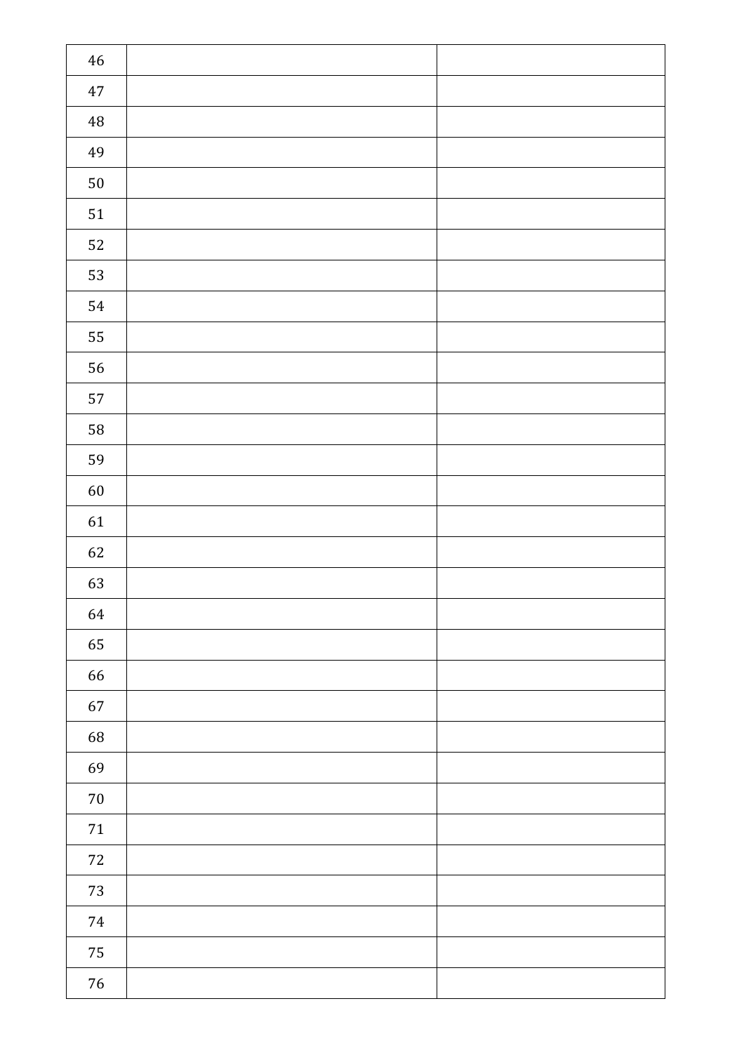| | | |
|---|---|---|
| 46 | | |
| 47 | | |
| 48 | | |
| 49 | | |
| 50 | | |
| 51 | | |
| 52 | | |
| 53 | | |
| 54 | | |
| 55 | | |
| 56 | | |
| 57 | | |
| 58 | | |
| 59 | | |
| 60 | | |
| 61 | | |
| 62 | | |
| 63 | | |
| 64 | | |
| 65 | | |
| 66 | | |
| 67 | | |
| 68 | | |
| 69 | | |
| 70 | | |
| 71 | | |
| 72 | | |
| 73 | | |
| 74 | | |
| 75 | | |
| 76 | | |